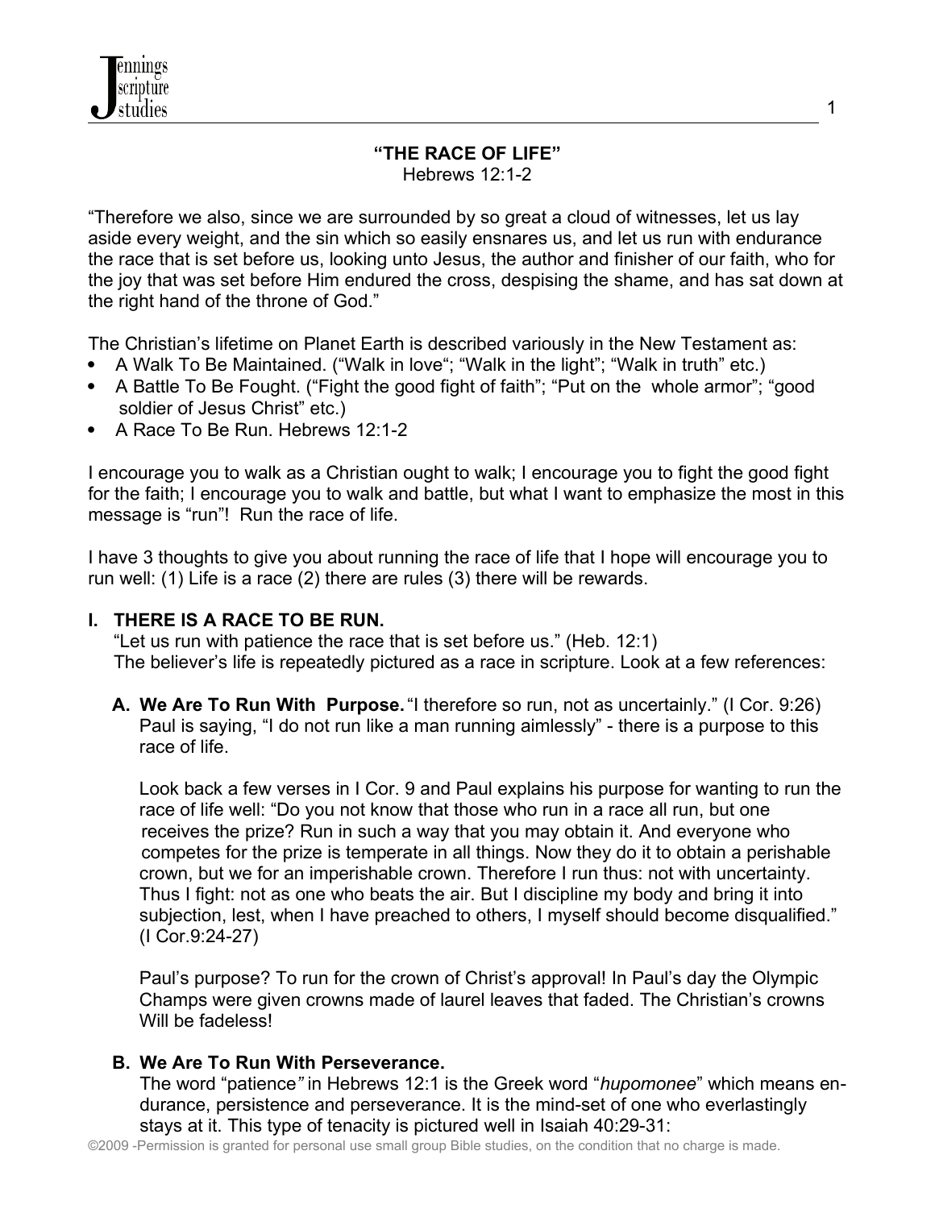# "THE RACE OF LIFE"

Hebrews 12:1-2

"Therefore we also, since we are surrounded by so great a cloud of witnesses, let us lay aside every weight, and the sin which so easily ensnares us, and let us run with endurance the race that is set before us, looking unto Jesus, the author and finisher of our faith, who for the joy that was set before Him endured the cross, despising the shame, and has sat down at the right hand of the throne of God."

The Christian's lifetime on Planet Earth is described variously in the New Testament as:

- A Walk To Be Maintained. ("Walk in love"; "Walk in the light"; "Walk in truth" etc.)
- A Battle To Be Fought. ("Fight the good fight of faith"; "Put on the whole armor"; "good soldier of Jesus Christ" etc.)
- A Race To Be Run. Hebrews 12:1-2

I encourage you to walk as a Christian ought to walk; I encourage you to fight the good fight for the faith; I encourage you to walk and battle, but what I want to emphasize the most in this message is "run"! Run the race of life.

I have 3 thoughts to give you about running the race of life that I hope will encourage you to run well: (1) Life is a race (2) there are rules (3) there will be rewards.

## I. THERE IS A RACE TO BE RUN.

"Let us run with patience the race that is set before us." (Heb. 12:1)
The believer's life is repeatedly pictured as a race in scripture. Look at a few references:

### A. We Are To Run With Purpose.

"I therefore so run, not as uncertainly." (I Cor. 9:26) Paul is saying, "I do not run like a man running aimlessly" - there is a purpose to this race of life.

Look back a few verses in I Cor. 9 and Paul explains his purpose for wanting to run the race of life well: "Do you not know that those who run in a race all run, but one receives the prize? Run in such a way that you may obtain it. And everyone who competes for the prize is temperate in all things. Now they do it to obtain a perishable crown, but we for an imperishable crown. Therefore I run thus: not with uncertainty. Thus I fight: not as one who beats the air. But I discipline my body and bring it into subjection, lest, when I have preached to others, I myself should become disqualified." (I Cor.9:24-27)

Paul's purpose? To run for the crown of Christ's approval! In Paul's day the Olympic Champs were given crowns made of laurel leaves that faded. The Christian's crowns Will be fadeless!

### B. We Are To Run With Perseverance.

The word "patience" in Hebrews 12:1 is the Greek word "*hupomonee*" which means endurance, persistence and perseverance. It is the mind-set of one who everlastingly stays at it. This type of tenacity is pictured well in Isaiah 40:29-31: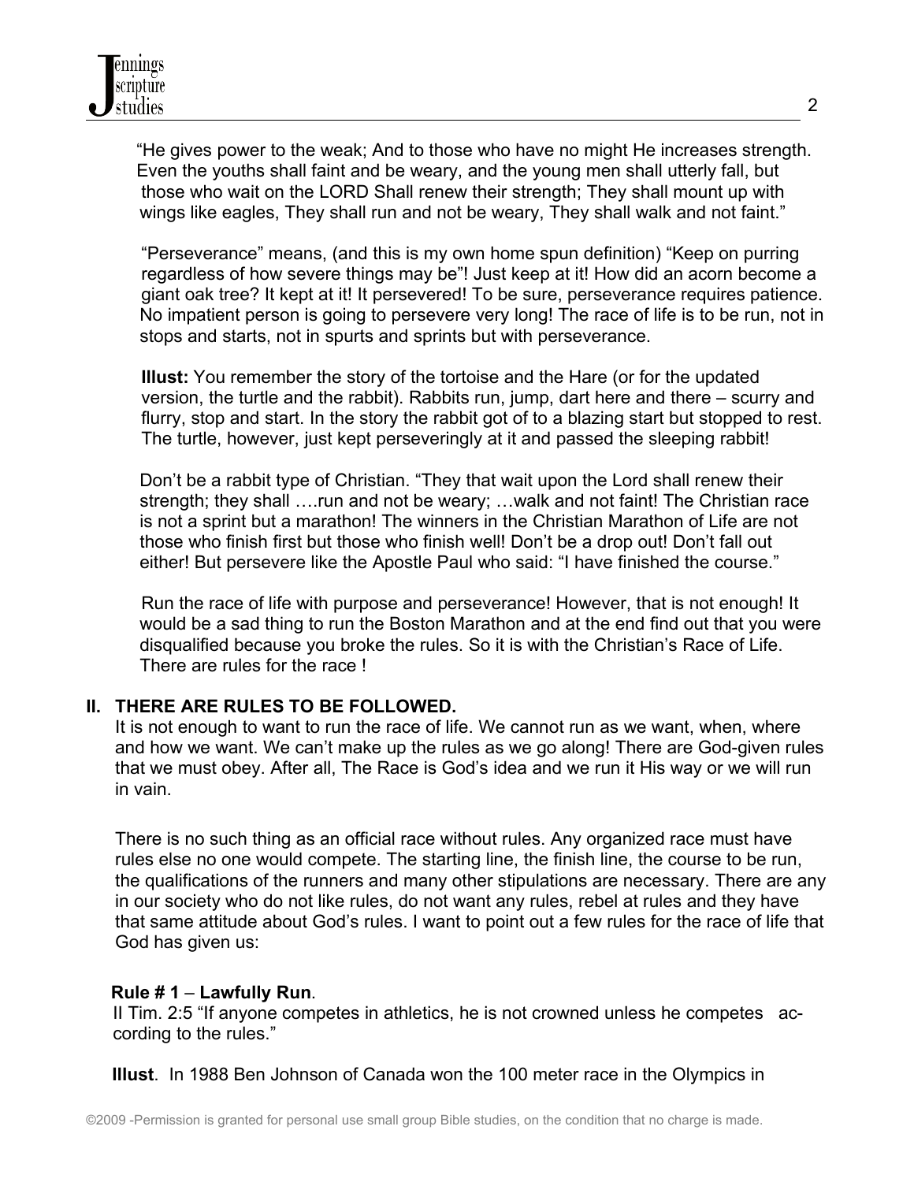"He gives power to the weak; And to those who have no might He increases strength. Even the youths shall faint and be weary, and the young men shall utterly fall, but those who wait on the LORD Shall renew their strength; They shall mount up with wings like eagles, They shall run and not be weary, They shall walk and not faint."

"Perseverance" means, (and this is my own home spun definition) "Keep on purring regardless of how severe things may be"! Just keep at it! How did an acorn become a giant oak tree? It kept at it! It persevered! To be sure, perseverance requires patience. No impatient person is going to persevere very long! The race of life is to be run, not in stops and starts, not in spurts and sprints but with perseverance.

**Illust:** You remember the story of the tortoise and the Hare (or for the updated version, the turtle and the rabbit). Rabbits run, jump, dart here and there – scurry and flurry, stop and start. In the story the rabbit got of to a blazing start but stopped to rest. The turtle, however, just kept perseveringly at it and passed the sleeping rabbit!

Don't be a rabbit type of Christian. "They that wait upon the Lord shall renew their strength; they shall ….run and not be weary; …walk and not faint! The Christian race is not a sprint but a marathon! The winners in the Christian Marathon of Life are not those who finish first but those who finish well! Don't be a drop out! Don't fall out either! But persevere like the Apostle Paul who said: "I have finished the course."

Run the race of life with purpose and perseverance! However, that is not enough! It would be a sad thing to run the Boston Marathon and at the end find out that you were disqualified because you broke the rules. So it is with the Christian's Race of Life. There are rules for the race !

## II. THERE ARE RULES TO BE FOLLOWED.

It is not enough to want to run the race of life. We cannot run as we want, when, where and how we want. We can't make up the rules as we go along! There are God-given rules that we must obey. After all, The Race is God's idea and we run it His way or we will run in vain.

There is no such thing as an official race without rules. Any organized race must have rules else no one would compete. The starting line, the finish line, the course to be run, the qualifications of the runners and many other stipulations are necessary. There are any in our society who do not like rules, do not want any rules, rebel at rules and they have that same attitude about God's rules. I want to point out a few rules for the race of life that God has given us:

**Rule # 1** – **Lawfully Run**.

II Tim. 2:5 "If anyone competes in athletics, he is not crowned unless he competes according to the rules."

**Illust**. In 1988 Ben Johnson of Canada won the 100 meter race in the Olympics in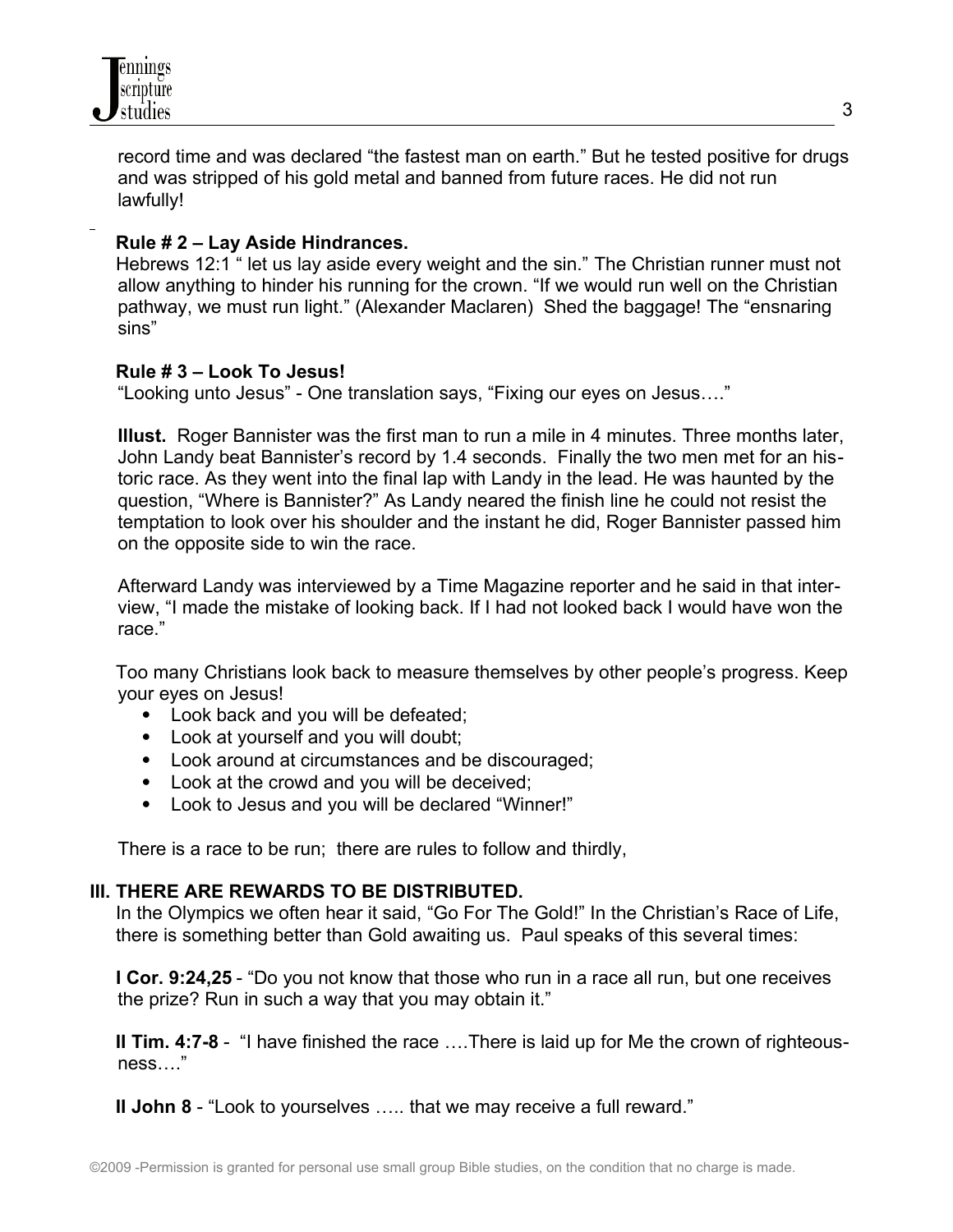record time and was declared "the fastest man on earth." But he tested positive for drugs and was stripped of his gold metal and banned from future races. He did not run lawfully!

**Rule # 2 – Lay Aside Hindrances.**

Hebrews 12:1 " let us lay aside every weight and the sin." The Christian runner must not allow anything to hinder his running for the crown. "If we would run well on the Christian pathway, we must run light." (Alexander Maclaren) Shed the baggage! The "ensnaring sins"

**Rule # 3 – Look To Jesus!**

"Looking unto Jesus" - One translation says, "Fixing our eyes on Jesus…."

**Illust.** Roger Bannister was the first man to run a mile in 4 minutes. Three months later, John Landy beat Bannister's record by 1.4 seconds. Finally the two men met for an historic race. As they went into the final lap with Landy in the lead. He was haunted by the question, "Where is Bannister?" As Landy neared the finish line he could not resist the temptation to look over his shoulder and the instant he did, Roger Bannister passed him on the opposite side to win the race.

Afterward Landy was interviewed by a Time Magazine reporter and he said in that interview, "I made the mistake of looking back. If I had not looked back I would have won the race."

Too many Christians look back to measure themselves by other people's progress. Keep your eyes on Jesus!

- Look back and you will be defeated;
- Look at yourself and you will doubt;
- Look around at circumstances and be discouraged;
- Look at the crowd and you will be deceived;
- Look to Jesus and you will be declared "Winner!"

There is a race to be run; there are rules to follow and thirdly,

## III. THERE ARE REWARDS TO BE DISTRIBUTED.

In the Olympics we often hear it said, "Go For The Gold!" In the Christian's Race of Life, there is something better than Gold awaiting us. Paul speaks of this several times:

**I Cor. 9:24,25** - "Do you not know that those who run in a race all run, but one receives the prize? Run in such a way that you may obtain it."

**II Tim. 4:7-8** - "I have finished the race ….There is laid up for Me the crown of righteousness…."

**II John 8** - "Look to yourselves ….. that we may receive a full reward."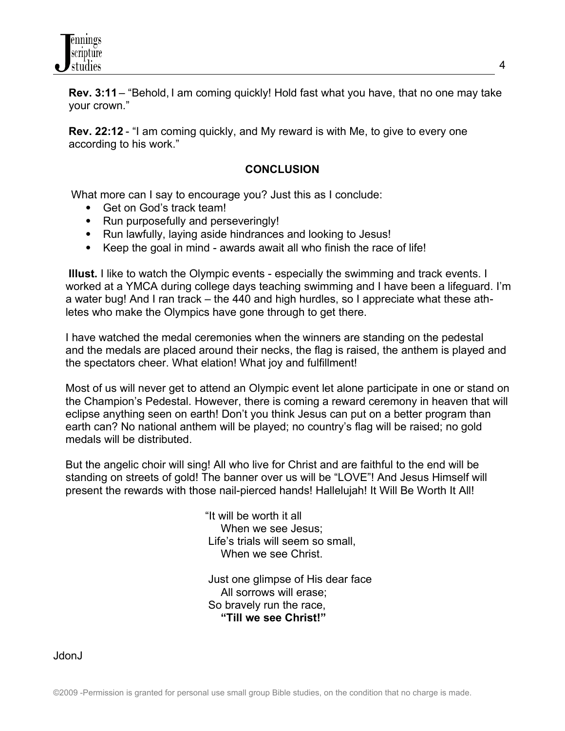**Rev. 3:11** – "Behold, I am coming quickly! Hold fast what you have, that no one may take your crown."

**Rev. 22:12** - "I am coming quickly, and My reward is with Me, to give to every one according to his work."

## CONCLUSION

What more can I say to encourage you? Just this as I conclude:

- Get on God's track team!
- Run purposefully and perseveringly!
- Run lawfully, laying aside hindrances and looking to Jesus!
- Keep the goal in mind - awards await all who finish the race of life!

**Illust.** I like to watch the Olympic events - especially the swimming and track events. I worked at a YMCA during college days teaching swimming and I have been a lifeguard. I'm a water bug! And I ran track – the 440 and high hurdles, so I appreciate what these athletes who make the Olympics have gone through to get there.

I have watched the medal ceremonies when the winners are standing on the pedestal and the medals are placed around their necks, the flag is raised, the anthem is played and the spectators cheer. What elation! What joy and fulfillment!

Most of us will never get to attend an Olympic event let alone participate in one or stand on the Champion's Pedestal. However, there is coming a reward ceremony in heaven that will eclipse anything seen on earth! Don't you think Jesus can put on a better program than earth can? No national anthem will be played; no country's flag will be raised; no gold medals will be distributed.

But the angelic choir will sing! All who live for Christ and are faithful to the end will be standing on streets of gold! The banner over us will be "LOVE"! And Jesus Himself will present the rewards with those nail-pierced hands! Hallelujah! It Will Be Worth It All!

"It will be worth it all
When we see Jesus;
Life's trials will seem so small,
When we see Christ.

Just one glimpse of His dear face
All sorrows will erase;
So bravely run the race,
**"Till we see Christ!"**

JdonJ

©2009 -Permission is granted for personal use small group Bible studies, on the condition that no charge is made.